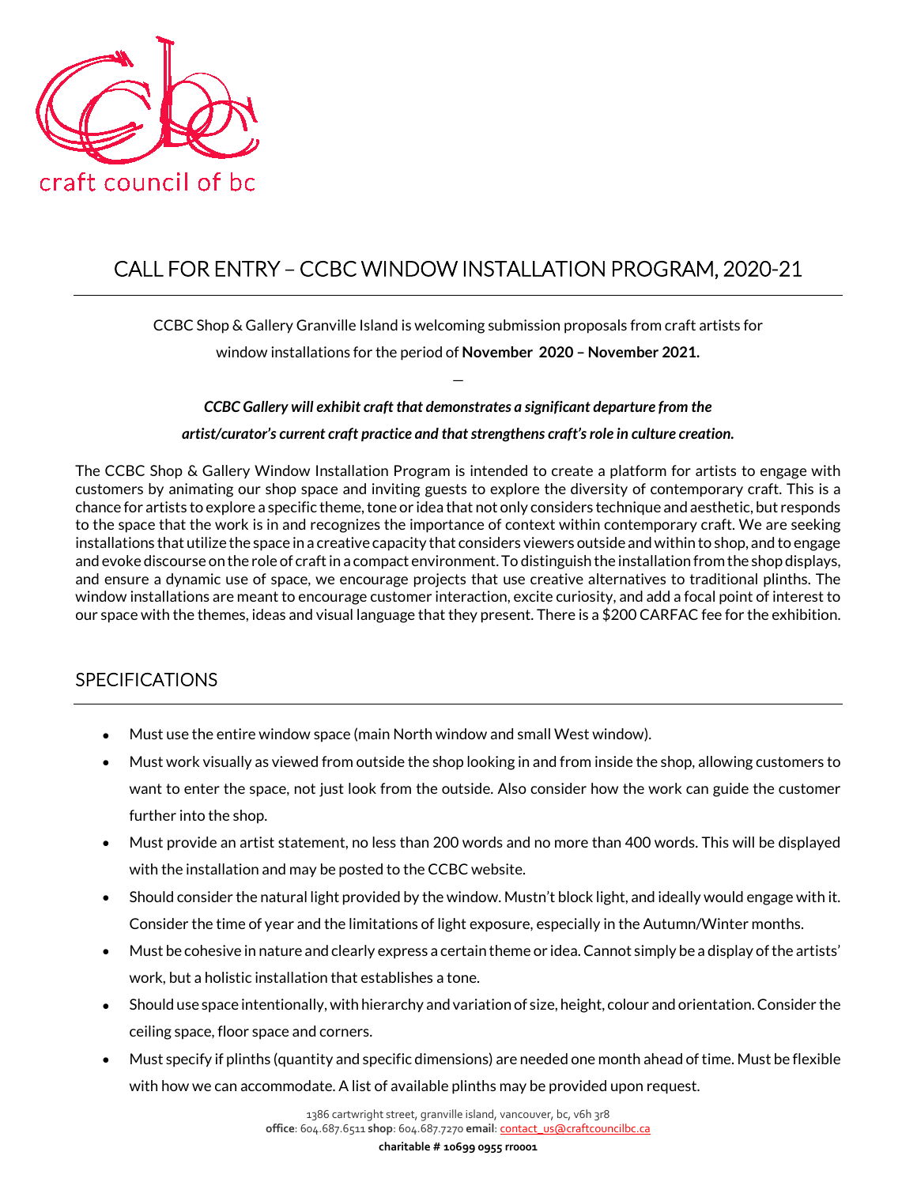craft council of bc

# CALL FOR ENTRY – CCBC WINDOW INSTALLATION PROGRAM, 2020-21

CCBC Shop & Gallery Granville Island is welcoming submission proposals from craft artists for window installations for the period of **November 2020 – November 2021.**

—

***CCBC Gallery will exhibit craft that demonstrates a significant departure from the artist/curator's current craft practice and that strengthens craft's role in culture creation.***

The CCBC Shop & Gallery Window Installation Program is intended to create a platform for artists to engage with customers by animating our shop space and inviting guests to explore the diversity of contemporary craft. This is a chance for artists to explore a specific theme, tone or idea that not only considers technique and aesthetic, but responds to the space that the work is in and recognizes the importance of context within contemporary craft. We are seeking installations that utilize the space in a creative capacity that considers viewers outside and within to shop, and to engage and evoke discourse on the role of craft in a compact environment. To distinguish the installation from the shop displays, and ensure a dynamic use of space, we encourage projects that use creative alternatives to traditional plinths. The window installations are meant to encourage customer interaction, excite curiosity, and add a focal point of interest to our space with the themes, ideas and visual language that they present. There is a $200 CARFAC fee for the exhibition.

## SPECIFICATIONS

- Must use the entire window space (main North window and small West window).
- Must work visually as viewed from outside the shop looking in and from inside the shop, allowing customers to want to enter the space, not just look from the outside. Also consider how the work can guide the customer further into the shop.
- Must provide an artist statement, no less than 200 words and no more than 400 words. This will be displayed with the installation and may be posted to the CCBC website.
- Should consider the natural light provided by the window. Mustn't block light, and ideally would engage with it. Consider the time of year and the limitations of light exposure, especially in the Autumn/Winter months.
- Must be cohesive in nature and clearly express a certain theme or idea. Cannot simply be a display of the artists' work, but a holistic installation that establishes a tone.
- Should use space intentionally, with hierarchy and variation of size, height, colour and orientation. Consider the ceiling space, floor space and corners.
- Must specify if plinths (quantity and specific dimensions) are needed one month ahead of time. Must be flexible with how we can accommodate. A list of available plinths may be provided upon request.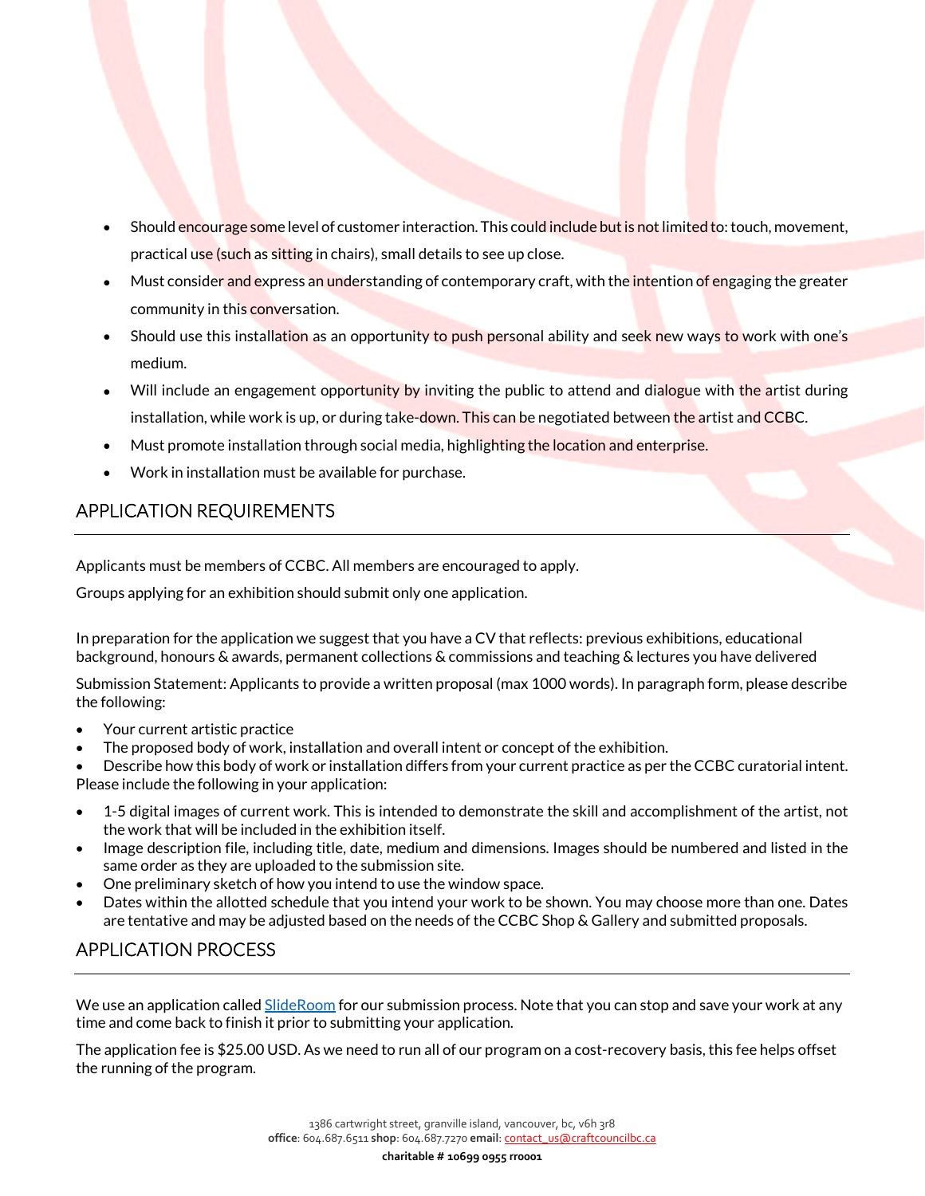- Should encourage some level of customer interaction. This could include but is not limited to: touch, movement, practical use (such as sitting in chairs), small details to see up close.
- Must consider and express an understanding of contemporary craft, with the intention of engaging the greater community in this conversation.
- Should use this installation as an opportunity to push personal ability and seek new ways to work with one's medium.
- Will include an engagement opportunity by inviting the public to attend and dialogue with the artist during installation, while work is up, or during take-down. This can be negotiated between the artist and CCBC.
- Must promote installation through social media, highlighting the location and enterprise.
- Work in installation must be available for purchase.

## APPLICATION REQUIREMENTS

Applicants must be members of CCBC. All members are encouraged to apply.

Groups applying for an exhibition should submit only one application.

In preparation for the application we suggest that you have a CV that reflects: previous exhibitions, educational background, honours & awards, permanent collections & commissions and teaching & lectures you have delivered

Submission Statement: Applicants to provide a written proposal (max 1000 words). In paragraph form, please describe the following:

- Your current artistic practice
- The proposed body of work, installation and overall intent or concept of the exhibition.
- Describe how this body of work or installation differs from your current practice as per the CCBC curatorial intent.

Please include the following in your application:

- 1-5 digital images of current work. This is intended to demonstrate the skill and accomplishment of the artist, not the work that will be included in the exhibition itself.
- Image description file, including title, date, medium and dimensions. Images should be numbered and listed in the same order as they are uploaded to the submission site.
- One preliminary sketch of how you intend to use the window space.
- Dates within the allotted schedule that you intend your work to be shown. You may choose more than one. Dates are tentative and may be adjusted based on the needs of the CCBC Shop & Gallery and submitted proposals.

## APPLICATION PROCESS

We use an application called SlideRoom for our submission process. Note that you can stop and save your work at any time and come back to finish it prior to submitting your application.

The application fee is $25.00 USD. As we need to run all of our program on a cost-recovery basis, this fee helps offset the running of the program.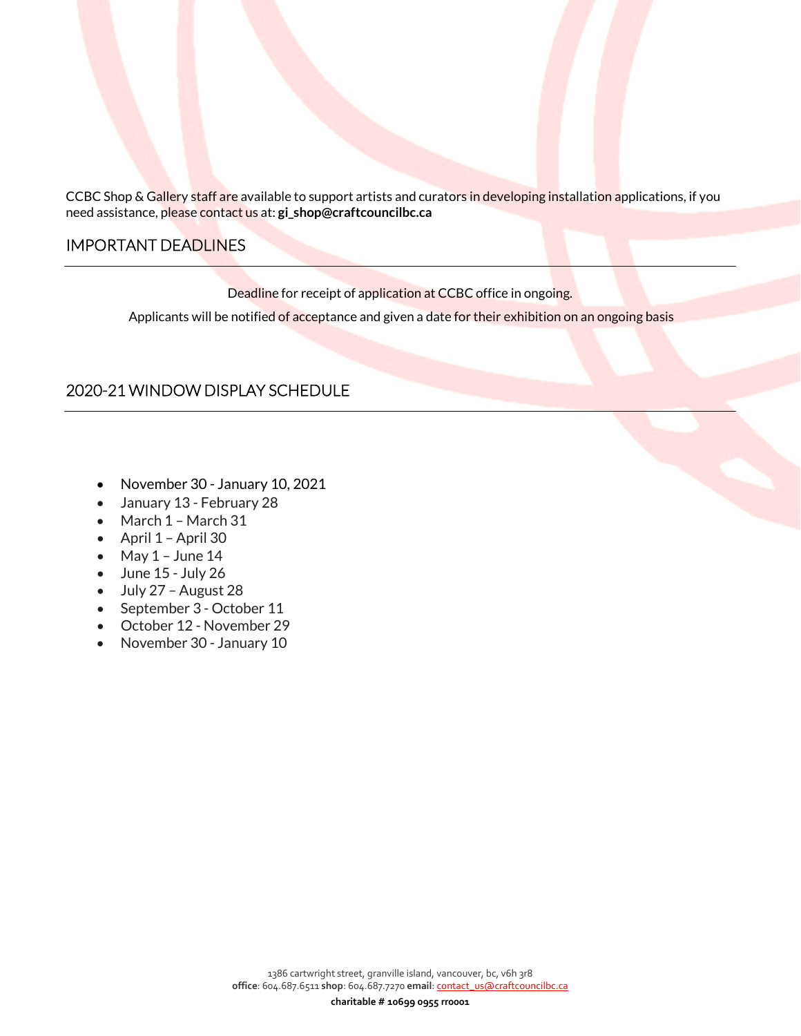CCBC Shop & Gallery staff are available to support artists and curators in developing installation applications, if you need assistance, please contact us at: **gi_shop@craftcouncilbc.ca**

## IMPORTANT DEADLINES

Deadline for receipt of application at CCBC office in ongoing.

Applicants will be notified of acceptance and given a date for their exhibition on an ongoing basis

## 2020-21 WINDOW DISPLAY SCHEDULE

- November 30 - January 10, 2021
- January 13 - February 28
- March 1 – March 31
- April 1 – April 30
- May 1 – June 14
- June 15 - July 26
- July 27 – August 28
- September 3 - October 11
- October 12 - November 29
- November 30 - January 10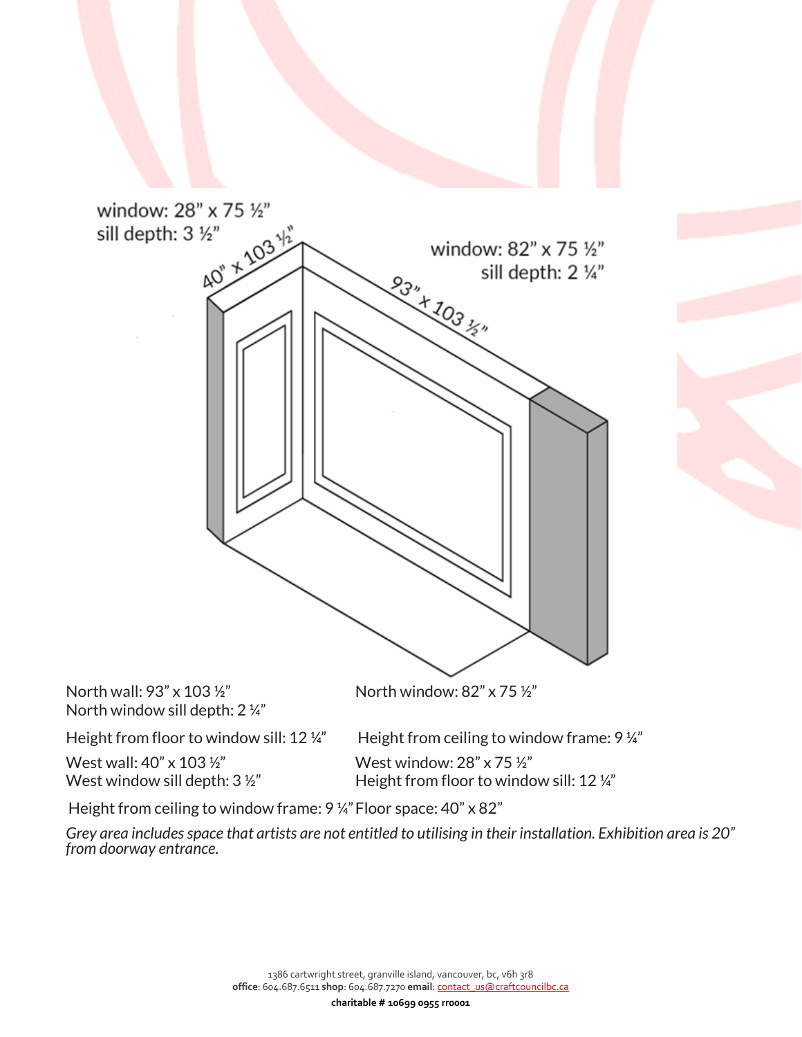window: 28” x 75 ½”
sill depth: 3 ½”

40” x 103 ½”

window: 82” x 75 ½”
sill depth: 2 ¼”

93” x 103 ½”

North wall: 93” x 103 ½”
North window sill depth: 2 ¼”

North window: 82” x 75 ½”

Height from floor to window sill: 12 ¼”

Height from ceiling to window frame: 9 ¼”

West wall: 40” x 103 ½”
West window sill depth: 3 ½”

West window: 28” x 75 ½”
Height from floor to window sill: 12 ¼”

Height from ceiling to window frame: 9 ¼”

Floor space: 40” x 82”

*Grey area includes space that artists are not entitled to utilising in their installation. Exhibition area is 20” from doorway entrance.*

1386 cartwright street, granville island, vancouver, bc, v6h 3r8
**office**: 604.687.6511 **shop**: 604.687.7270 **email**: contact_us@craftcouncilbc.ca

**charitable # 10699 0955 rr0001**